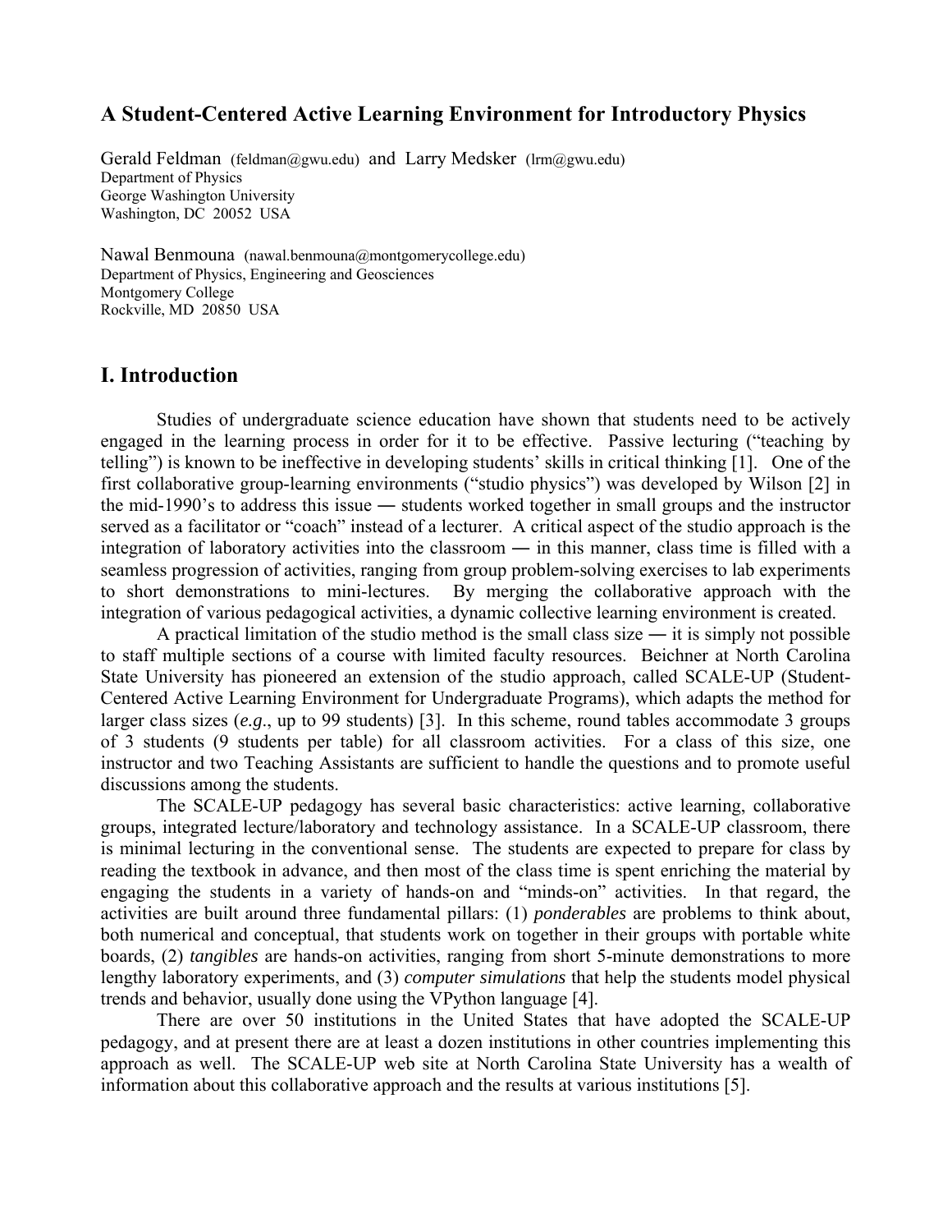# A Student-Centered Active Learning Environment for Introductory Physics

Gerald Feldman (feldman@gwu.edu) and Larry Medsker (lrm@gwu.edu)
Department of Physics
George Washington University
Washington, DC 20052 USA

Nawal Benmouna (nawal.benmouna@montgomerycollege.edu)
Department of Physics, Engineering and Geosciences
Montgomery College
Rockville, MD 20850 USA

## I. Introduction

Studies of undergraduate science education have shown that students need to be actively engaged in the learning process in order for it to be effective. Passive lecturing ("teaching by telling") is known to be ineffective in developing students' skills in critical thinking [1]. One of the first collaborative group-learning environments ("studio physics") was developed by Wilson [2] in the mid-1990's to address this issue ― students worked together in small groups and the instructor served as a facilitator or "coach" instead of a lecturer. A critical aspect of the studio approach is the integration of laboratory activities into the classroom ― in this manner, class time is filled with a seamless progression of activities, ranging from group problem-solving exercises to lab experiments to short demonstrations to mini-lectures. By merging the collaborative approach with the integration of various pedagogical activities, a dynamic collective learning environment is created.

A practical limitation of the studio method is the small class size ― it is simply not possible to staff multiple sections of a course with limited faculty resources. Beichner at North Carolina State University has pioneered an extension of the studio approach, called SCALE-UP (Student-Centered Active Learning Environment for Undergraduate Programs), which adapts the method for larger class sizes (*e.g.*, up to 99 students) [3]. In this scheme, round tables accommodate 3 groups of 3 students (9 students per table) for all classroom activities. For a class of this size, one instructor and two Teaching Assistants are sufficient to handle the questions and to promote useful discussions among the students.

The SCALE-UP pedagogy has several basic characteristics: active learning, collaborative groups, integrated lecture/laboratory and technology assistance. In a SCALE-UP classroom, there is minimal lecturing in the conventional sense. The students are expected to prepare for class by reading the textbook in advance, and then most of the class time is spent enriching the material by engaging the students in a variety of hands-on and "minds-on" activities. In that regard, the activities are built around three fundamental pillars: (1) *ponderables* are problems to think about, both numerical and conceptual, that students work on together in their groups with portable white boards, (2) *tangibles* are hands-on activities, ranging from short 5-minute demonstrations to more lengthy laboratory experiments, and (3) *computer simulations* that help the students model physical trends and behavior, usually done using the VPython language [4].

There are over 50 institutions in the United States that have adopted the SCALE-UP pedagogy, and at present there are at least a dozen institutions in other countries implementing this approach as well. The SCALE-UP web site at North Carolina State University has a wealth of information about this collaborative approach and the results at various institutions [5].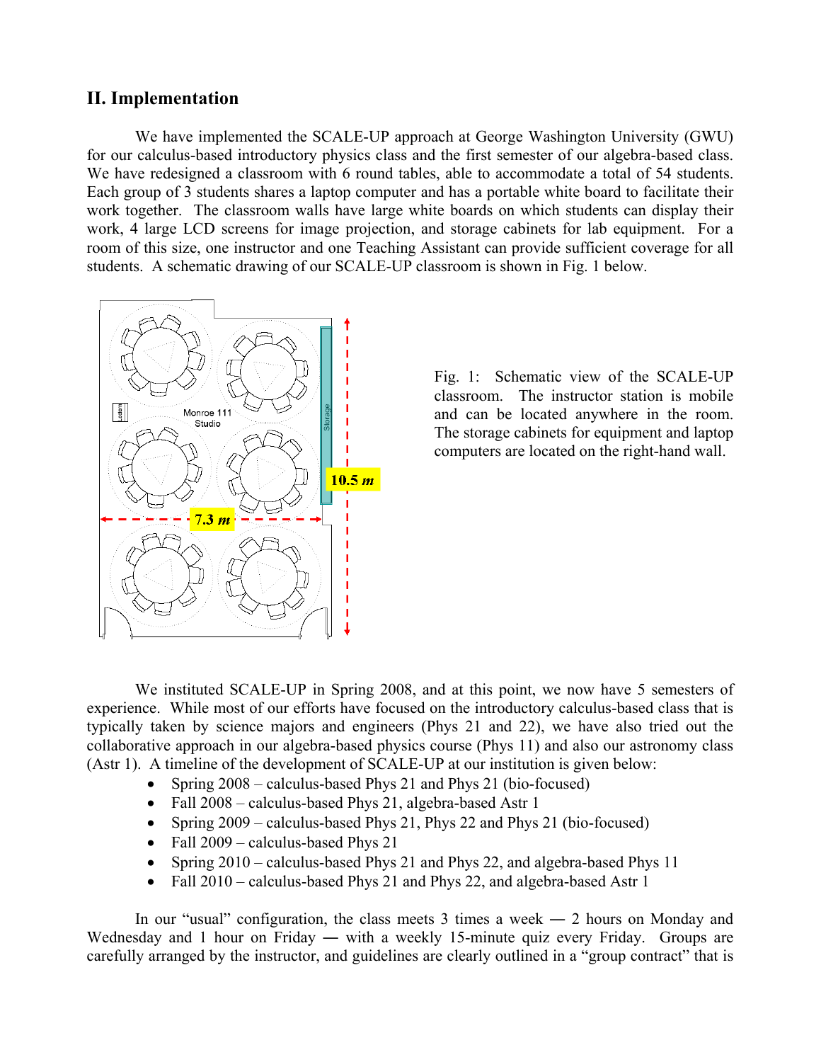## II. Implementation

We have implemented the SCALE-UP approach at George Washington University (GWU) for our calculus-based introductory physics class and the first semester of our algebra-based class. We have redesigned a classroom with 6 round tables, able to accommodate a total of 54 students. Each group of 3 students shares a laptop computer and has a portable white board to facilitate their work together. The classroom walls have large white boards on which students can display their work, 4 large LCD screens for image projection, and storage cabinets for lab equipment. For a room of this size, one instructor and one Teaching Assistant can provide sufficient coverage for all students. A schematic drawing of our SCALE-UP classroom is shown in Fig. 1 below.

Fig. 1: Schematic view of the SCALE-UP classroom. The instructor station is mobile and can be located anywhere in the room. The storage cabinets for equipment and laptop computers are located on the right-hand wall.

We instituted SCALE-UP in Spring 2008, and at this point, we now have 5 semesters of experience. While most of our efforts have focused on the introductory calculus-based class that is typically taken by science majors and engineers (Phys 21 and 22), we have also tried out the collaborative approach in our algebra-based physics course (Phys 11) and also our astronomy class (Astr 1). A timeline of the development of SCALE-UP at our institution is given below:

- Spring 2008 – calculus-based Phys 21 and Phys 21 (bio-focused)
- Fall 2008 – calculus-based Phys 21, algebra-based Astr 1
- Spring 2009 – calculus-based Phys 21, Phys 22 and Phys 21 (bio-focused)
- Fall 2009 – calculus-based Phys 21
- Spring 2010 – calculus-based Phys 21 and Phys 22, and algebra-based Phys 11
- Fall 2010 – calculus-based Phys 21 and Phys 22, and algebra-based Astr 1

In our "usual" configuration, the class meets 3 times a week — 2 hours on Monday and Wednesday and 1 hour on Friday — with a weekly 15-minute quiz every Friday. Groups are carefully arranged by the instructor, and guidelines are clearly outlined in a "group contract" that is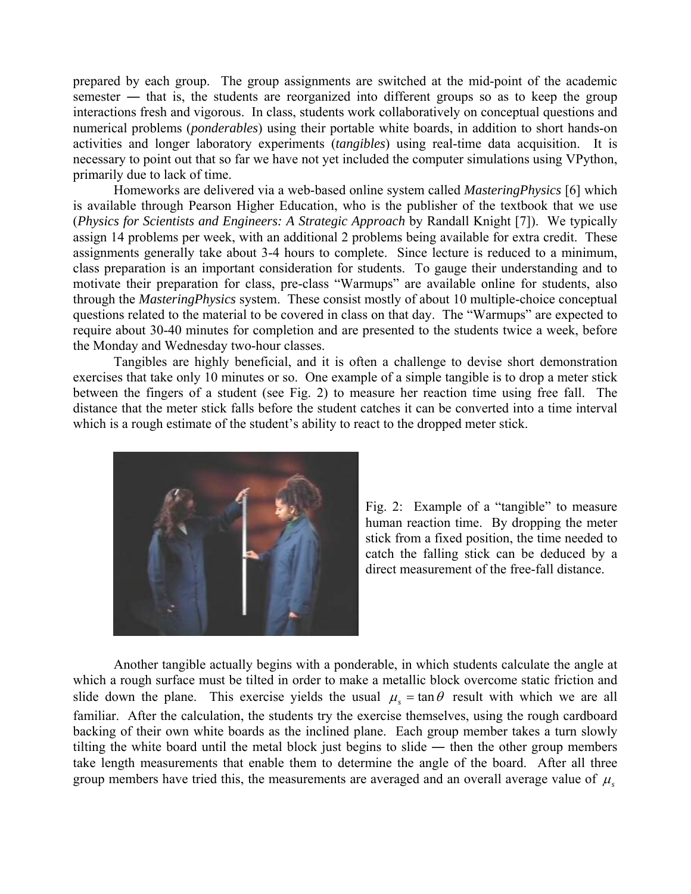prepared by each group. The group assignments are switched at the mid-point of the academic semester ― that is, the students are reorganized into different groups so as to keep the group interactions fresh and vigorous. In class, students work collaboratively on conceptual questions and numerical problems (*ponderables*) using their portable white boards, in addition to short hands-on activities and longer laboratory experiments (*tangibles*) using real-time data acquisition. It is necessary to point out that so far we have not yet included the computer simulations using VPython, primarily due to lack of time.

Homeworks are delivered via a web-based online system called *MasteringPhysics* [6] which is available through Pearson Higher Education, who is the publisher of the textbook that we use (*Physics for Scientists and Engineers: A Strategic Approach* by Randall Knight [7]). We typically assign 14 problems per week, with an additional 2 problems being available for extra credit. These assignments generally take about 3-4 hours to complete. Since lecture is reduced to a minimum, class preparation is an important consideration for students. To gauge their understanding and to motivate their preparation for class, pre-class "Warmups" are available online for students, also through the *MasteringPhysics* system. These consist mostly of about 10 multiple-choice conceptual questions related to the material to be covered in class on that day. The "Warmups" are expected to require about 30-40 minutes for completion and are presented to the students twice a week, before the Monday and Wednesday two-hour classes.

Tangibles are highly beneficial, and it is often a challenge to devise short demonstration exercises that take only 10 minutes or so. One example of a simple tangible is to drop a meter stick between the fingers of a student (see Fig. 2) to measure her reaction time using free fall. The distance that the meter stick falls before the student catches it can be converted into a time interval which is a rough estimate of the student's ability to react to the dropped meter stick.

Fig. 2: Example of a "tangible" to measure human reaction time. By dropping the meter stick from a fixed position, the time needed to catch the falling stick can be deduced by a direct measurement of the free-fall distance.

Another tangible actually begins with a ponderable, in which students calculate the angle at which a rough surface must be tilted in order to make a metallic block overcome static friction and slide down the plane. This exercise yields the usual $\mu_s = \tan\theta$ result with which we are all familiar. After the calculation, the students try the exercise themselves, using the rough cardboard backing of their own white boards as the inclined plane. Each group member takes a turn slowly tilting the white board until the metal block just begins to slide ― then the other group members take length measurements that enable them to determine the angle of the board. After all three group members have tried this, the measurements are averaged and an overall average value of $\mu_s$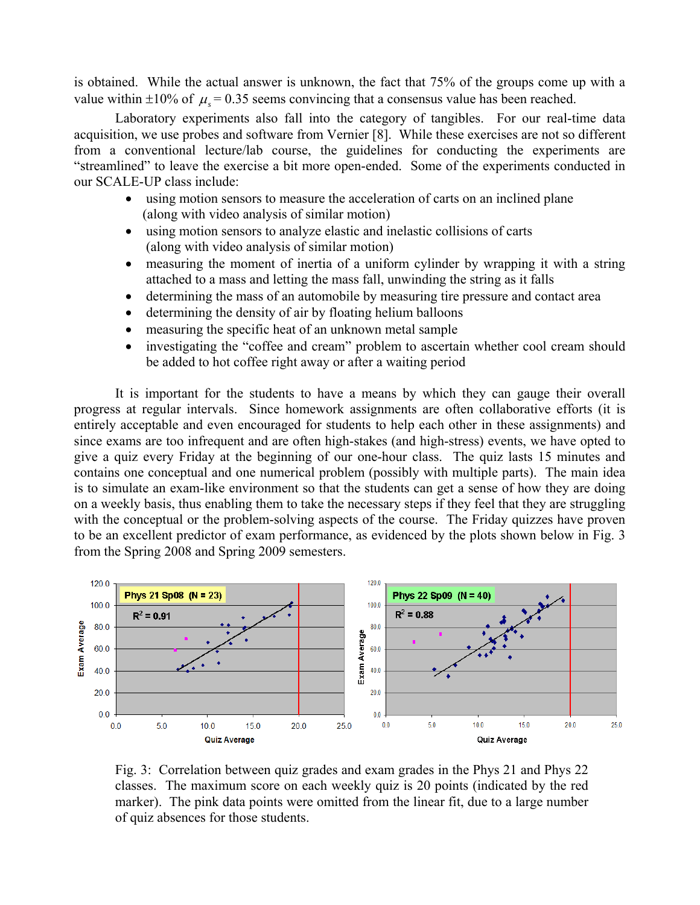is obtained. While the actual answer is unknown, the fact that 75% of the groups come up with a value within ±10% of $\mu_s = 0.35$ seems convincing that a consensus value has been reached.

Laboratory experiments also fall into the category of tangibles. For our real-time data acquisition, we use probes and software from Vernier [8]. While these exercises are not so different from a conventional lecture/lab course, the guidelines for conducting the experiments are "streamlined" to leave the exercise a bit more open-ended. Some of the experiments conducted in our SCALE-UP class include:

- using motion sensors to measure the acceleration of carts on an inclined plane (along with video analysis of similar motion)
- using motion sensors to analyze elastic and inelastic collisions of carts (along with video analysis of similar motion)
- measuring the moment of inertia of a uniform cylinder by wrapping it with a string attached to a mass and letting the mass fall, unwinding the string as it falls
- determining the mass of an automobile by measuring tire pressure and contact area
- determining the density of air by floating helium balloons
- measuring the specific heat of an unknown metal sample
- investigating the "coffee and cream" problem to ascertain whether cool cream should be added to hot coffee right away or after a waiting period

It is important for the students to have a means by which they can gauge their overall progress at regular intervals. Since homework assignments are often collaborative efforts (it is entirely acceptable and even encouraged for students to help each other in these assignments) and since exams are too infrequent and are often high-stakes (and high-stress) events, we have opted to give a quiz every Friday at the beginning of our one-hour class. The quiz lasts 15 minutes and contains one conceptual and one numerical problem (possibly with multiple parts). The main idea is to simulate an exam-like environment so that the students can get a sense of how they are doing on a weekly basis, thus enabling them to take the necessary steps if they feel that they are struggling with the conceptual or the problem-solving aspects of the course. The Friday quizzes have proven to be an excellent predictor of exam performance, as evidenced by the plots shown below in Fig. 3 from the Spring 2008 and Spring 2009 semesters.

Fig. 3: Correlation between quiz grades and exam grades in the Phys 21 and Phys 22 classes. The maximum score on each weekly quiz is 20 points (indicated by the red marker). The pink data points were omitted from the linear fit, due to a large number of quiz absences for those students.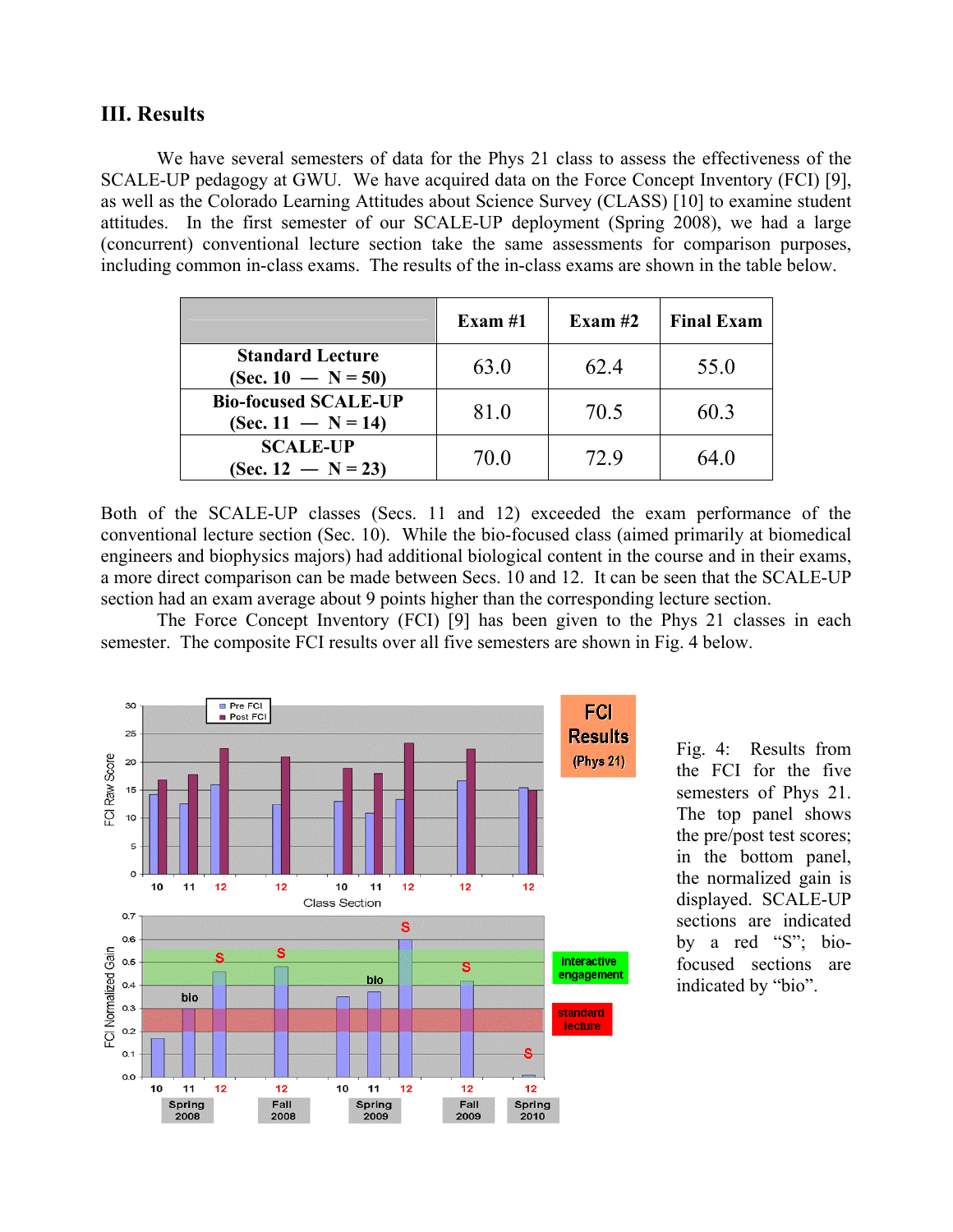## III. Results

We have several semesters of data for the Phys 21 class to assess the effectiveness of the SCALE-UP pedagogy at GWU. We have acquired data on the Force Concept Inventory (FCI) [9], as well as the Colorado Learning Attitudes about Science Survey (CLASS) [10] to examine student attitudes. In the first semester of our SCALE-UP deployment (Spring 2008), we had a large (concurrent) conventional lecture section take the same assessments for comparison purposes, including common in-class exams. The results of the in-class exams are shown in the table below.

| | Exam #1 | Exam #2 | Final Exam |
|---|---|---|---|
| **Standard Lecture (Sec. 10 — N = 50)** | 63.0 | 62.4 | 55.0 |
| **Bio-focused SCALE-UP (Sec. 11 — N = 14)** | 81.0 | 70.5 | 60.3 |
| **SCALE-UP (Sec. 12 — N = 23)** | 70.0 | 72.9 | 64.0 |

Both of the SCALE-UP classes (Secs. 11 and 12) exceeded the exam performance of the conventional lecture section (Sec. 10). While the bio-focused class (aimed primarily at biomedical engineers and biophysics majors) had additional biological content in the course and in their exams, a more direct comparison can be made between Secs. 10 and 12. It can be seen that the SCALE-UP section had an exam average about 9 points higher than the corresponding lecture section.

The Force Concept Inventory (FCI) [9] has been given to the Phys 21 classes in each semester. The composite FCI results over all five semesters are shown in Fig. 4 below.

Fig. 4: Results from the FCI for the five semesters of Phys 21. The top panel shows the pre/post test scores; in the bottom panel, the normalized gain is displayed. SCALE-UP sections are indicated by a red "S"; bio-focused sections are indicated by "bio".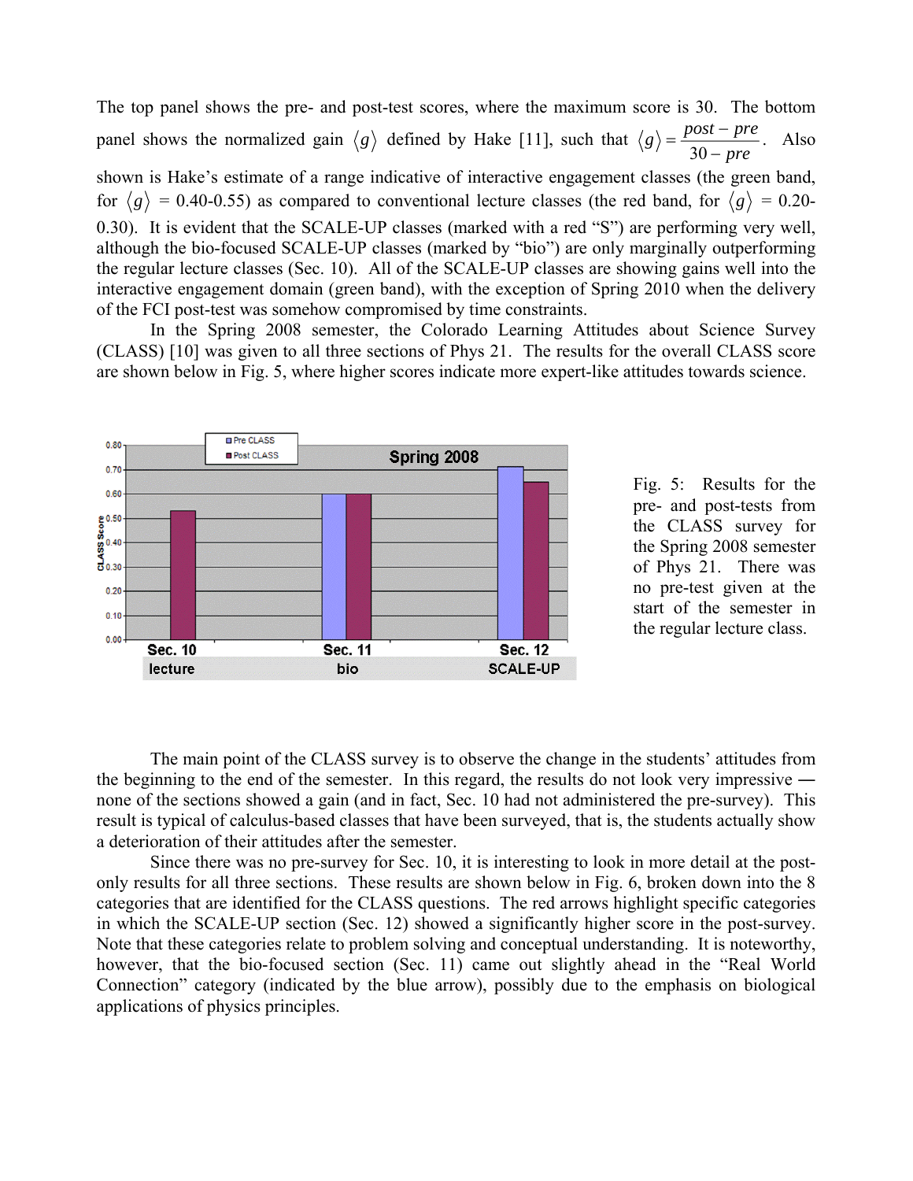The top panel shows the pre- and post-test scores, where the maximum score is 30. The bottom panel shows the normalized gain $\langle g \rangle$ defined by Hake [11], such that $\langle g \rangle = \dfrac{post - pre}{30 - pre}$. Also shown is Hake's estimate of a range indicative of interactive engagement classes (the green band, for $\langle g \rangle$ = 0.40-0.55) as compared to conventional lecture classes (the red band, for $\langle g \rangle$ = 0.20-0.30). It is evident that the SCALE-UP classes (marked with a red "S") are performing very well, although the bio-focused SCALE-UP classes (marked by "bio") are only marginally outperforming the regular lecture classes (Sec. 10). All of the SCALE-UP classes are showing gains well into the interactive engagement domain (green band), with the exception of Spring 2010 when the delivery of the FCI post-test was somehow compromised by time constraints.

In the Spring 2008 semester, the Colorado Learning Attitudes about Science Survey (CLASS) [10] was given to all three sections of Phys 21. The results for the overall CLASS score are shown below in Fig. 5, where higher scores indicate more expert-like attitudes towards science.

Fig. 5: Results for the pre- and post-tests from the CLASS survey for the Spring 2008 semester of Phys 21. There was no pre-test given at the start of the semester in the regular lecture class.

The main point of the CLASS survey is to observe the change in the students' attitudes from the beginning to the end of the semester. In this regard, the results do not look very impressive — none of the sections showed a gain (and in fact, Sec. 10 had not administered the pre-survey). This result is typical of calculus-based classes that have been surveyed, that is, the students actually show a deterioration of their attitudes after the semester.

Since there was no pre-survey for Sec. 10, it is interesting to look in more detail at the post-only results for all three sections. These results are shown below in Fig. 6, broken down into the 8 categories that are identified for the CLASS questions. The red arrows highlight specific categories in which the SCALE-UP section (Sec. 12) showed a significantly higher score in the post-survey. Note that these categories relate to problem solving and conceptual understanding. It is noteworthy, however, that the bio-focused section (Sec. 11) came out slightly ahead in the "Real World Connection" category (indicated by the blue arrow), possibly due to the emphasis on biological applications of physics principles.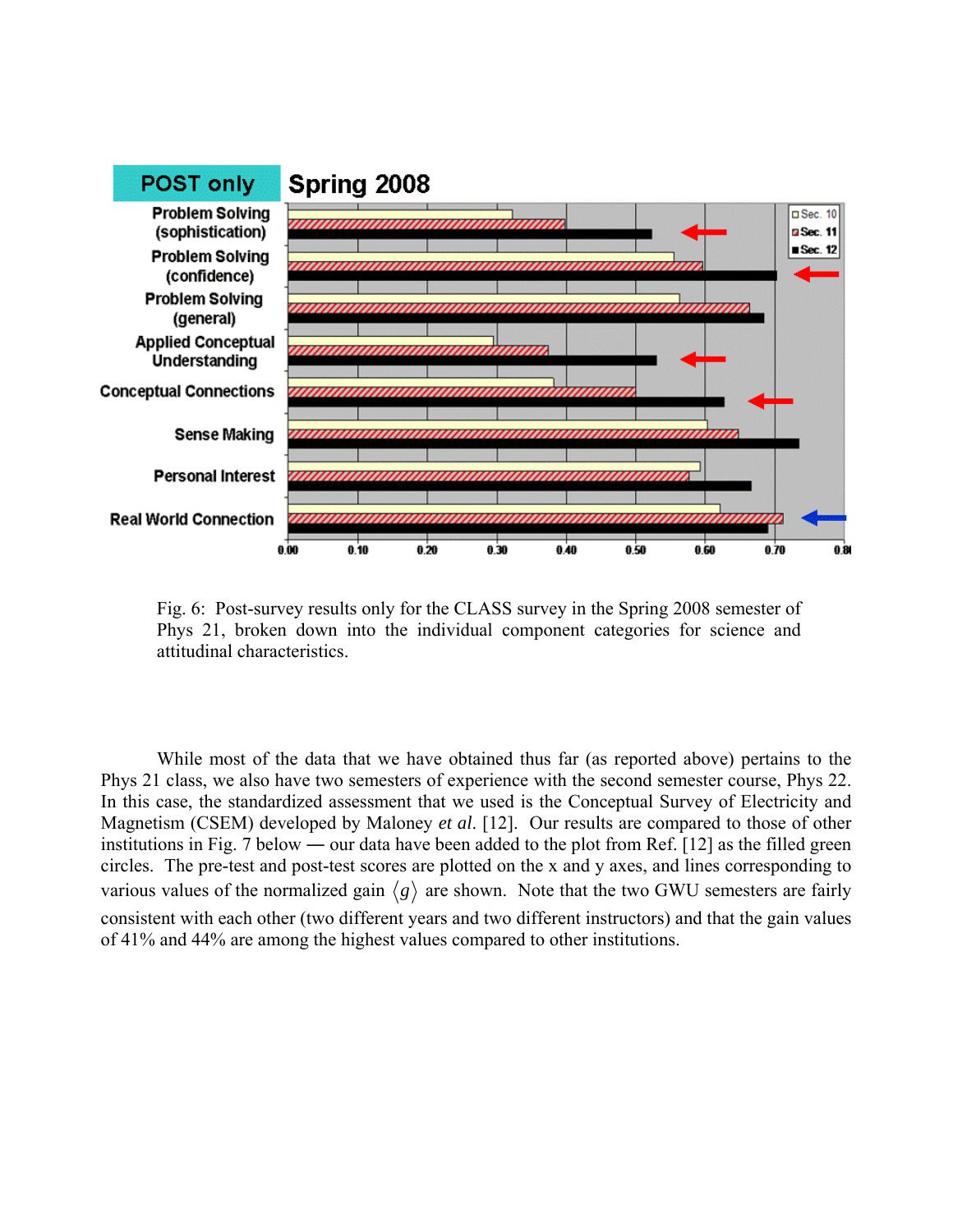Fig. 6: Post-survey results only for the CLASS survey in the Spring 2008 semester of Phys 21, broken down into the individual component categories for science and attitudinal characteristics.

While most of the data that we have obtained thus far (as reported above) pertains to the Phys 21 class, we also have two semesters of experience with the second semester course, Phys 22. In this case, the standardized assessment that we used is the Conceptual Survey of Electricity and Magnetism (CSEM) developed by Maloney *et al*. [12]. Our results are compared to those of other institutions in Fig. 7 below — our data have been added to the plot from Ref. [12] as the filled green circles. The pre-test and post-test scores are plotted on the x and y axes, and lines corresponding to various values of the normalized gain $\langle g \rangle$ are shown. Note that the two GWU semesters are fairly consistent with each other (two different years and two different instructors) and that the gain values of 41% and 44% are among the highest values compared to other institutions.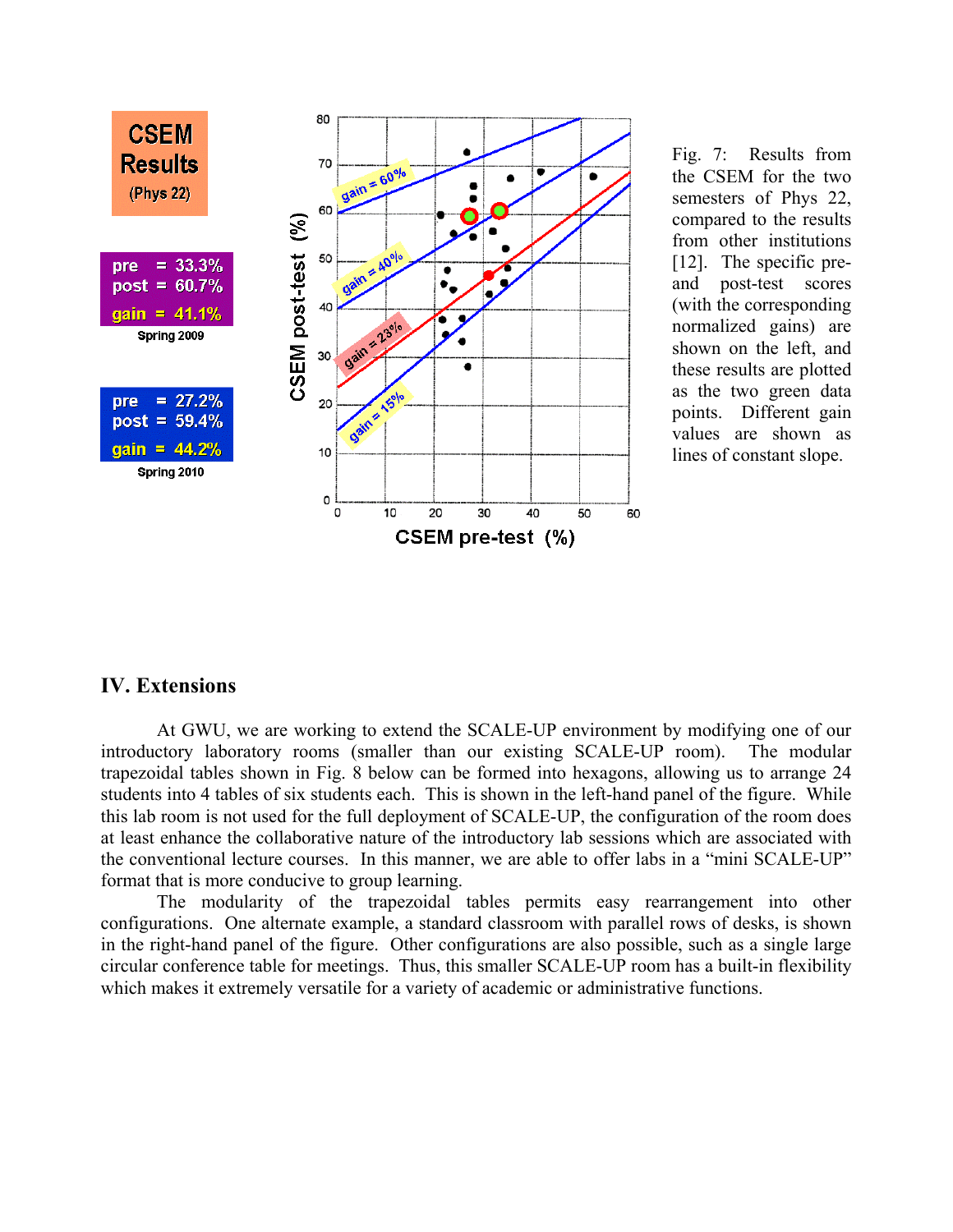Fig. 7: Results from the CSEM for the two semesters of Phys 22, compared to the results from other institutions [12]. The specific pre- and post-test scores (with the corresponding normalized gains) are shown on the left, and these results are plotted as the two green data points. Different gain values are shown as lines of constant slope.

## IV. Extensions

At GWU, we are working to extend the SCALE-UP environment by modifying one of our introductory laboratory rooms (smaller than our existing SCALE-UP room). The modular trapezoidal tables shown in Fig. 8 below can be formed into hexagons, allowing us to arrange 24 students into 4 tables of six students each. This is shown in the left-hand panel of the figure. While this lab room is not used for the full deployment of SCALE-UP, the configuration of the room does at least enhance the collaborative nature of the introductory lab sessions which are associated with the conventional lecture courses. In this manner, we are able to offer labs in a "mini SCALE-UP" format that is more conducive to group learning.

The modularity of the trapezoidal tables permits easy rearrangement into other configurations. One alternate example, a standard classroom with parallel rows of desks, is shown in the right-hand panel of the figure. Other configurations are also possible, such as a single large circular conference table for meetings. Thus, this smaller SCALE-UP room has a built-in flexibility which makes it extremely versatile for a variety of academic or administrative functions.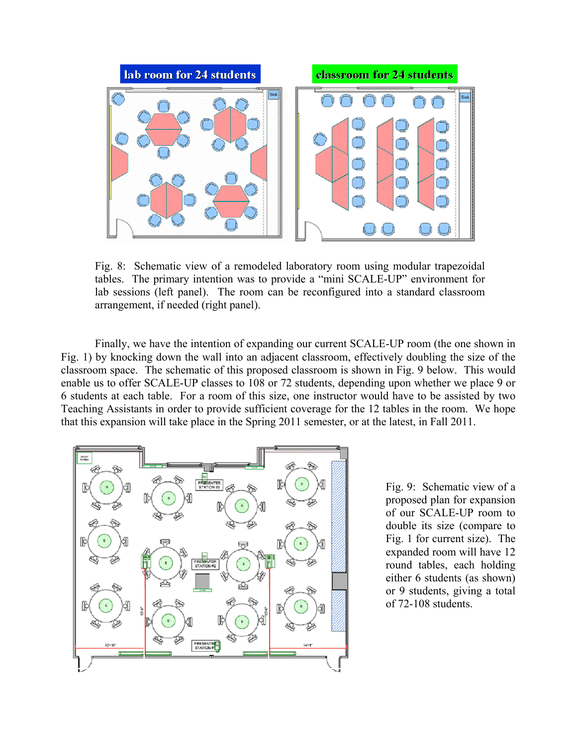Fig. 8: Schematic view of a remodeled laboratory room using modular trapezoidal tables. The primary intention was to provide a "mini SCALE-UP" environment for lab sessions (left panel). The room can be reconfigured into a standard classroom arrangement, if needed (right panel).

Finally, we have the intention of expanding our current SCALE-UP room (the one shown in Fig. 1) by knocking down the wall into an adjacent classroom, effectively doubling the size of the classroom space. The schematic of this proposed classroom is shown in Fig. 9 below. This would enable us to offer SCALE-UP classes to 108 or 72 students, depending upon whether we place 9 or 6 students at each table. For a room of this size, one instructor would have to be assisted by two Teaching Assistants in order to provide sufficient coverage for the 12 tables in the room. We hope that this expansion will take place in the Spring 2011 semester, or at the latest, in Fall 2011.

Fig. 9: Schematic view of a proposed plan for expansion of our SCALE-UP room to double its size (compare to Fig. 1 for current size). The expanded room will have 12 round tables, each holding either 6 students (as shown) or 9 students, giving a total of 72-108 students.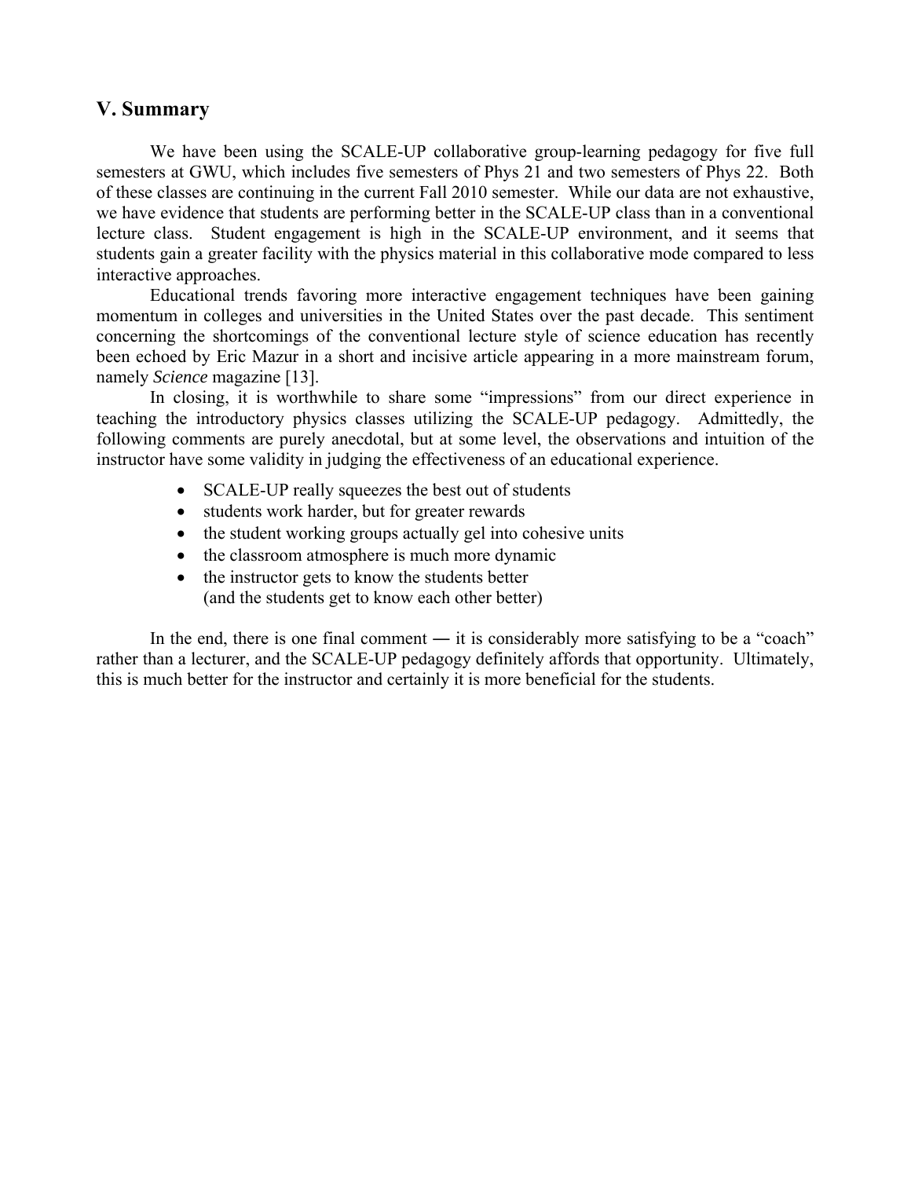## V. Summary

We have been using the SCALE-UP collaborative group-learning pedagogy for five full semesters at GWU, which includes five semesters of Phys 21 and two semesters of Phys 22. Both of these classes are continuing in the current Fall 2010 semester. While our data are not exhaustive, we have evidence that students are performing better in the SCALE-UP class than in a conventional lecture class. Student engagement is high in the SCALE-UP environment, and it seems that students gain a greater facility with the physics material in this collaborative mode compared to less interactive approaches.

Educational trends favoring more interactive engagement techniques have been gaining momentum in colleges and universities in the United States over the past decade. This sentiment concerning the shortcomings of the conventional lecture style of science education has recently been echoed by Eric Mazur in a short and incisive article appearing in a more mainstream forum, namely *Science* magazine [13].

In closing, it is worthwhile to share some "impressions" from our direct experience in teaching the introductory physics classes utilizing the SCALE-UP pedagogy. Admittedly, the following comments are purely anecdotal, but at some level, the observations and intuition of the instructor have some validity in judging the effectiveness of an educational experience.

- SCALE-UP really squeezes the best out of students
- students work harder, but for greater rewards
- the student working groups actually gel into cohesive units
- the classroom atmosphere is much more dynamic
- the instructor gets to know the students better
  (and the students get to know each other better)

In the end, there is one final comment ― it is considerably more satisfying to be a "coach" rather than a lecturer, and the SCALE-UP pedagogy definitely affords that opportunity. Ultimately, this is much better for the instructor and certainly it is more beneficial for the students.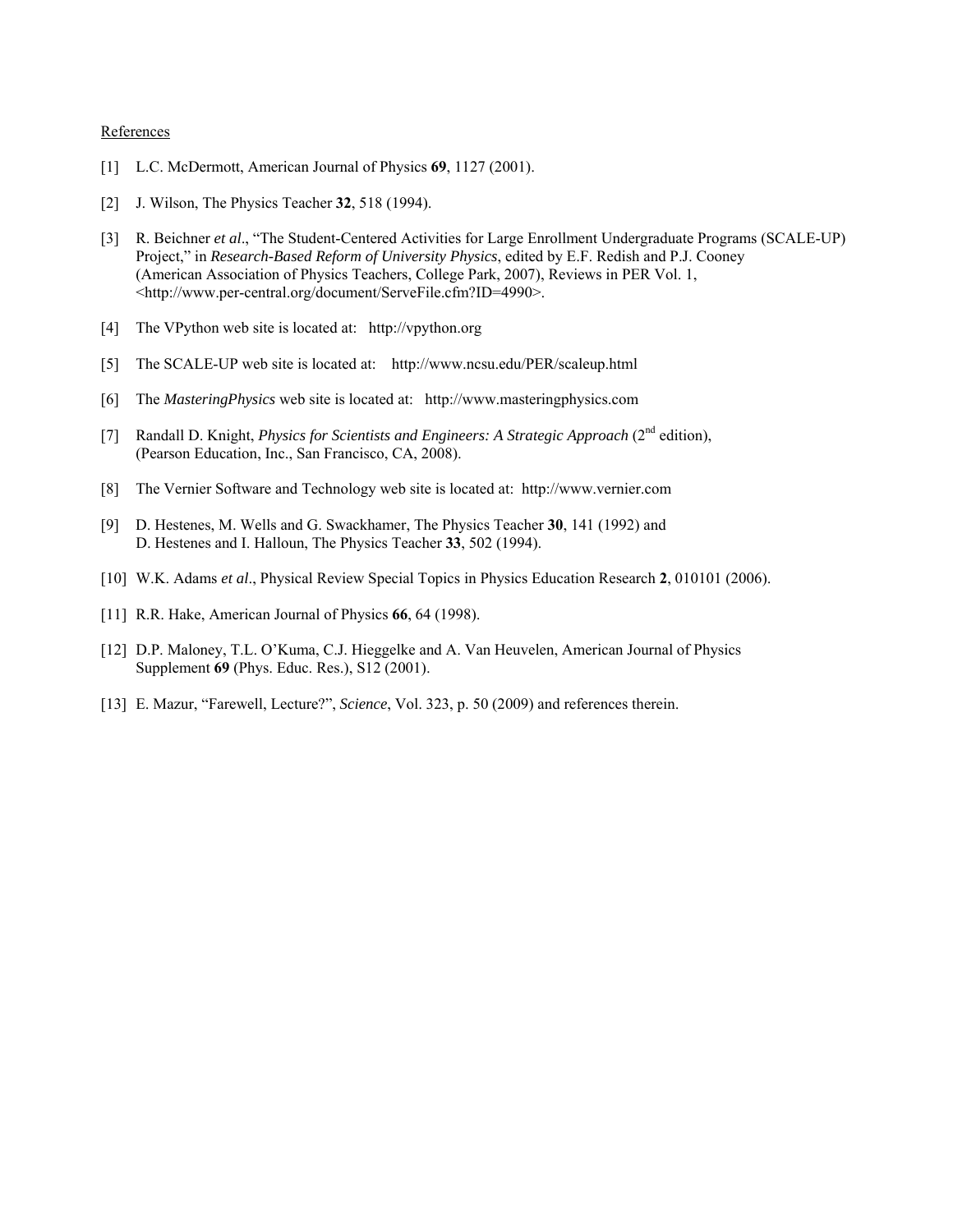References

[1] L.C. McDermott, American Journal of Physics **69**, 1127 (2001).

[2] J. Wilson, The Physics Teacher **32**, 518 (1994).

[3] R. Beichner *et al*., "The Student-Centered Activities for Large Enrollment Undergraduate Programs (SCALE-UP) Project," in *Research-Based Reform of University Physics*, edited by E.F. Redish and P.J. Cooney (American Association of Physics Teachers, College Park, 2007), Reviews in PER Vol. 1, <http://www.per-central.org/document/ServeFile.cfm?ID=4990>.

[4] The VPython web site is located at: http://vpython.org

[5] The SCALE-UP web site is located at: http://www.ncsu.edu/PER/scaleup.html

[6] The *MasteringPhysics* web site is located at: http://www.masteringphysics.com

[7] Randall D. Knight, *Physics for Scientists and Engineers: A Strategic Approach* (2nd edition), (Pearson Education, Inc., San Francisco, CA, 2008).

[8] The Vernier Software and Technology web site is located at: http://www.vernier.com

[9] D. Hestenes, M. Wells and G. Swackhamer, The Physics Teacher **30**, 141 (1992) and D. Hestenes and I. Halloun, The Physics Teacher **33**, 502 (1994).

[10] W.K. Adams *et al*., Physical Review Special Topics in Physics Education Research **2**, 010101 (2006).

[11] R.R. Hake, American Journal of Physics **66**, 64 (1998).

[12] D.P. Maloney, T.L. O'Kuma, C.J. Hieggelke and A. Van Heuvelen, American Journal of Physics Supplement **69** (Phys. Educ. Res.), S12 (2001).

[13] E. Mazur, "Farewell, Lecture?", *Science*, Vol. 323, p. 50 (2009) and references therein.